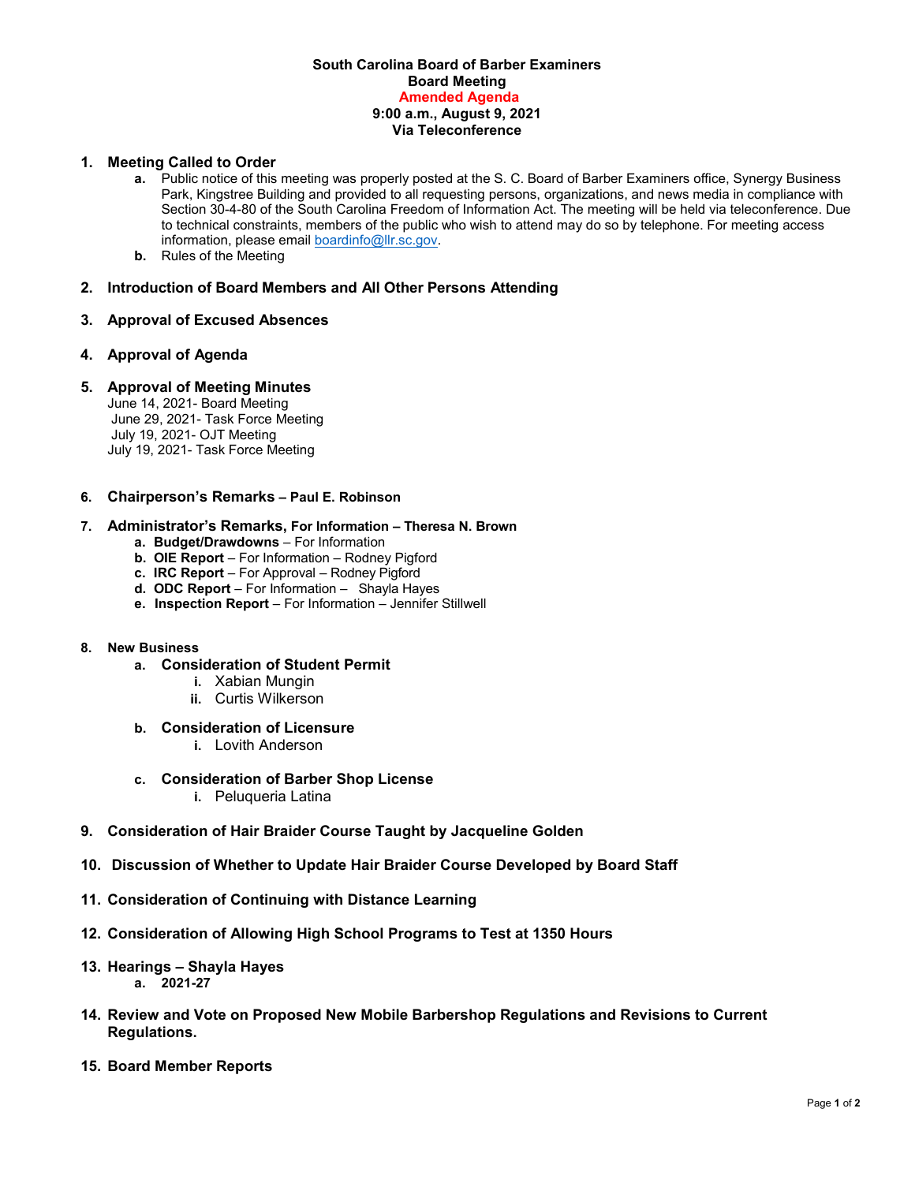**South Carolina Board of Barber Examiners**
**Board Meeting**
**Amended Agenda**
**9:00 a.m., August 9, 2021**
**Via Teleconference**

1. **Meeting Called to Order**
   - **a.** Public notice of this meeting was properly posted at the S. C. Board of Barber Examiners office, Synergy Business Park, Kingstree Building and provided to all requesting persons, organizations, and news media in compliance with Section 30-4-80 of the South Carolina Freedom of Information Act. The meeting will be held via teleconference. Due to technical constraints, members of the public who wish to attend may do so by telephone. For meeting access information, please email boardinfo@llr.sc.gov.
   - **b.** Rules of the Meeting

2. **Introduction of Board Members and All Other Persons Attending**

3. **Approval of Excused Absences**

4. **Approval of Agenda**

5. **Approval of Meeting Minutes**
   June 14, 2021- Board Meeting
   June 29, 2021- Task Force Meeting
   July 19, 2021- OJT Meeting
   July 19, 2021- Task Force Meeting

6. **Chairperson's Remarks – Paul E. Robinson**

7. **Administrator's Remarks, For Information – Theresa N. Brown**
   - **a. Budget/Drawdowns** – For Information
   - **b. OIE Report** – For Information – Rodney Pigford
   - **c. IRC Report** – For Approval – Rodney Pigford
   - **d. ODC Report** – For Information – Shayla Hayes
   - **e. Inspection Report** – For Information – Jennifer Stillwell

8. **New Business**
   - **a. Consideration of Student Permit**
     - **i.** Xabian Mungin
     - **ii.** Curtis Wilkerson
   - **b. Consideration of Licensure**
     - **i.** Lovith Anderson
   - **c. Consideration of Barber Shop License**
     - **i.** Peluqueria Latina

9. **Consideration of Hair Braider Course Taught by Jacqueline Golden**

10. **Discussion of Whether to Update Hair Braider Course Developed by Board Staff**

11. **Consideration of Continuing with Distance Learning**

12. **Consideration of Allowing High School Programs to Test at 1350 Hours**

13. **Hearings – Shayla Hayes**
    - **a. 2021-27**

14. **Review and Vote on Proposed New Mobile Barbershop Regulations and Revisions to Current Regulations.**

15. **Board Member Reports**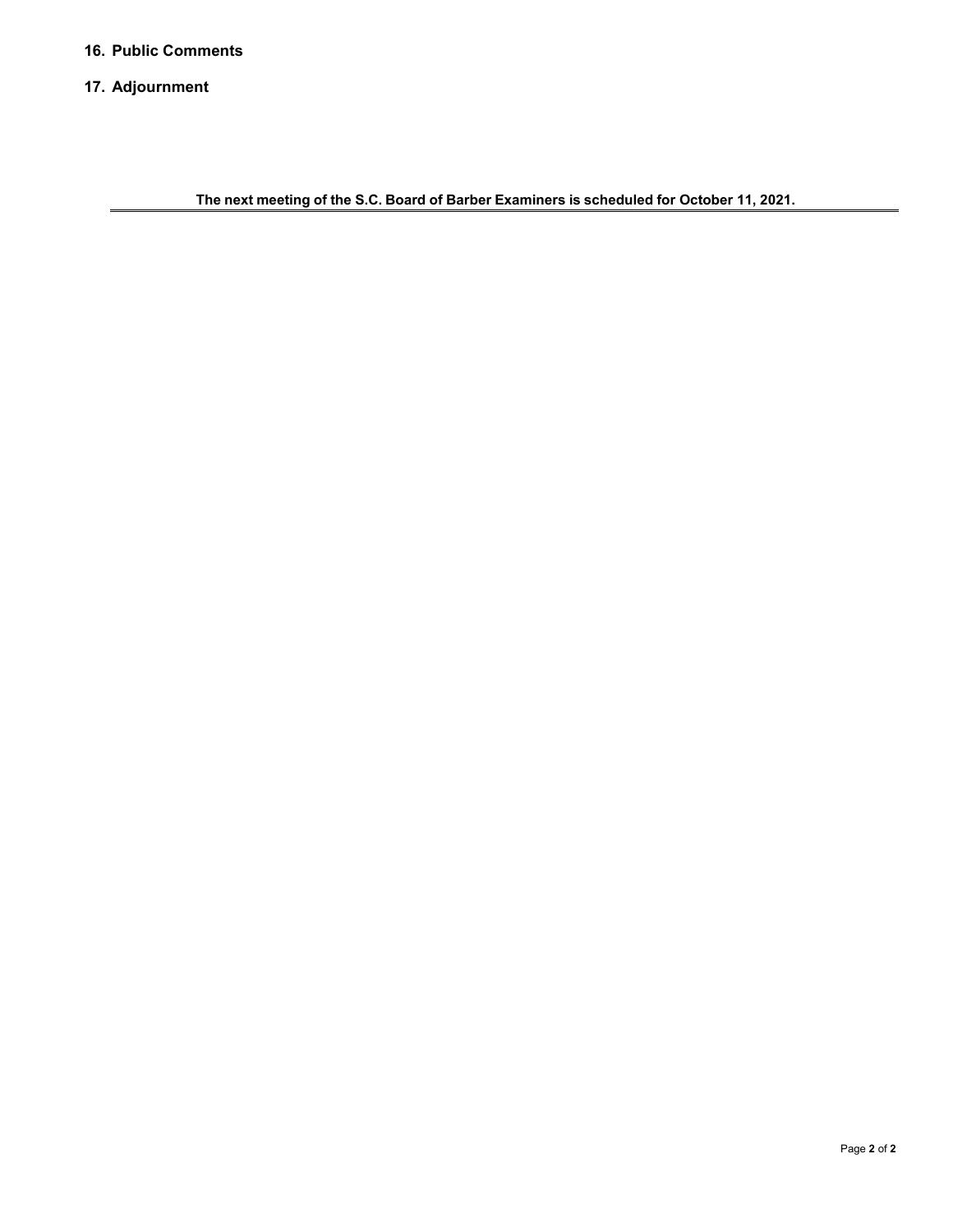**16. Public Comments**

**17. Adjournment**

**The next meeting of the S.C. Board of Barber Examiners is scheduled for October 11, 2021.**